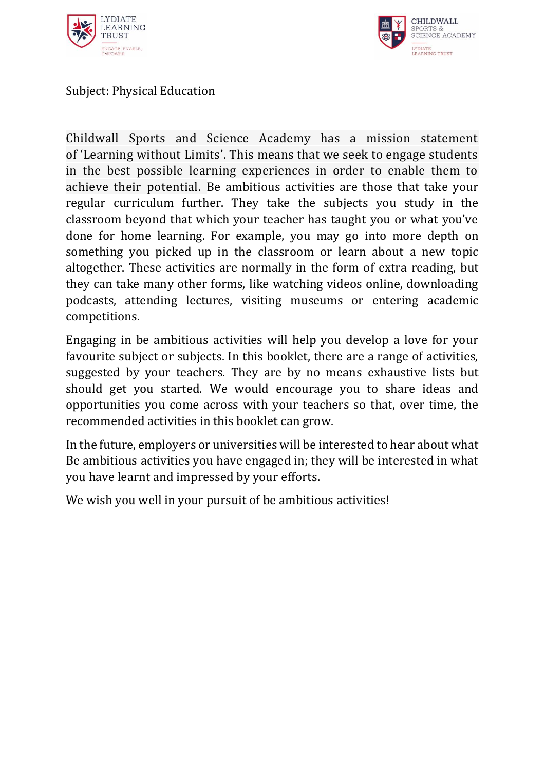Subject: Physical Education

Childwall Sports and Science Academy has a mission statement of 'Learning without Limits'. This means that we seek to engage students in the best possible learning experiences in order to enable them to achieve their potential. Be ambitious activities are those that take your regular curriculum further. They take the subjects you study in the classroom beyond that which your teacher has taught you or what you've done for home learning. For example, you may go into more depth on something you picked up in the classroom or learn about a new topic altogether. These activities are normally in the form of extra reading, but they can take many other forms, like watching videos online, downloading podcasts, attending lectures, visiting museums or entering academic competitions.

Engaging in be ambitious activities will help you develop a love for your favourite subject or subjects. In this booklet, there are a range of activities, suggested by your teachers. They are by no means exhaustive lists but should get you started. We would encourage you to share ideas and opportunities you come across with your teachers so that, over time, the recommended activities in this booklet can grow.

In the future, employers or universities will be interested to hear about what Be ambitious activities you have engaged in; they will be interested in what you have learnt and impressed by your efforts.

We wish you well in your pursuit of be ambitious activities!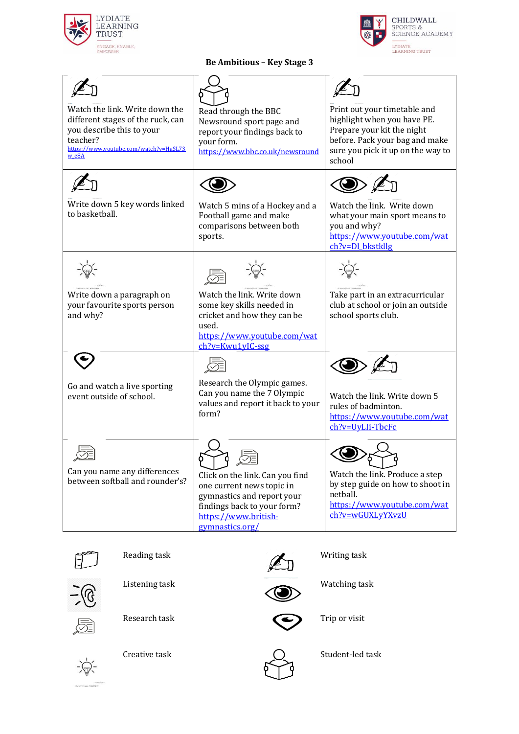LYDIATE LEARNING TRUST
ENGAGE, ENABLE, EMPOWER

CHILDWALL SPORTS & SCIENCE ACADEMY
LYDIATE LEARNING TRUST

# Be Ambitious – Key Stage 3

| | | |
|---|---|---|
| Watch the link. Write down the different stages of the ruck, can you describe this to your teacher? https://www.youtube.com/watch?v=HaSL73w_e8A | Read through the BBC Newsround sport page and report your findings back to your form. https://www.bbc.co.uk/newsround | Print out your timetable and highlight when you have PE. Prepare your kit the night before. Pack your bag and make sure you pick it up on the way to school |
| Write down 5 key words linked to basketball. | Watch 5 mins of a Hockey and a Football game and make comparisons between both sports. | Watch the link. Write down what your main sport means to you and why? https://www.youtube.com/watch?v=Dl_bkstkllg |
| Write down a paragraph on your favourite sports person and why? | Watch the link. Write down some key skills needed in cricket and how they can be used. https://www.youtube.com/watch?v=Kwu1yIC-ssg | Take part in an extracurricular club at school or join an outside school sports club. |
| Go and watch a live sporting event outside of school. | Research the Olympic games. Can you name the 7 Olympic values and report it back to your form? | Watch the link. Write down 5 rules of badminton. https://www.youtube.com/watch?v=UyLIi-TbcFc |
| Can you name any differences between softball and rounder's? | Click on the link. Can you find one current news topic in gymnastics and report your findings back to your form? https://www.british-gymnastics.org/ | Watch the link. Produce a step by step guide on how to shoot in netball. https://www.youtube.com/watch?v=wGUXLyYXvzU |

| | |
|---|---|
| Reading task | Writing task |
| Listening task | Watching task |
| Research task | Trip or visit |
| Creative task | Student-led task |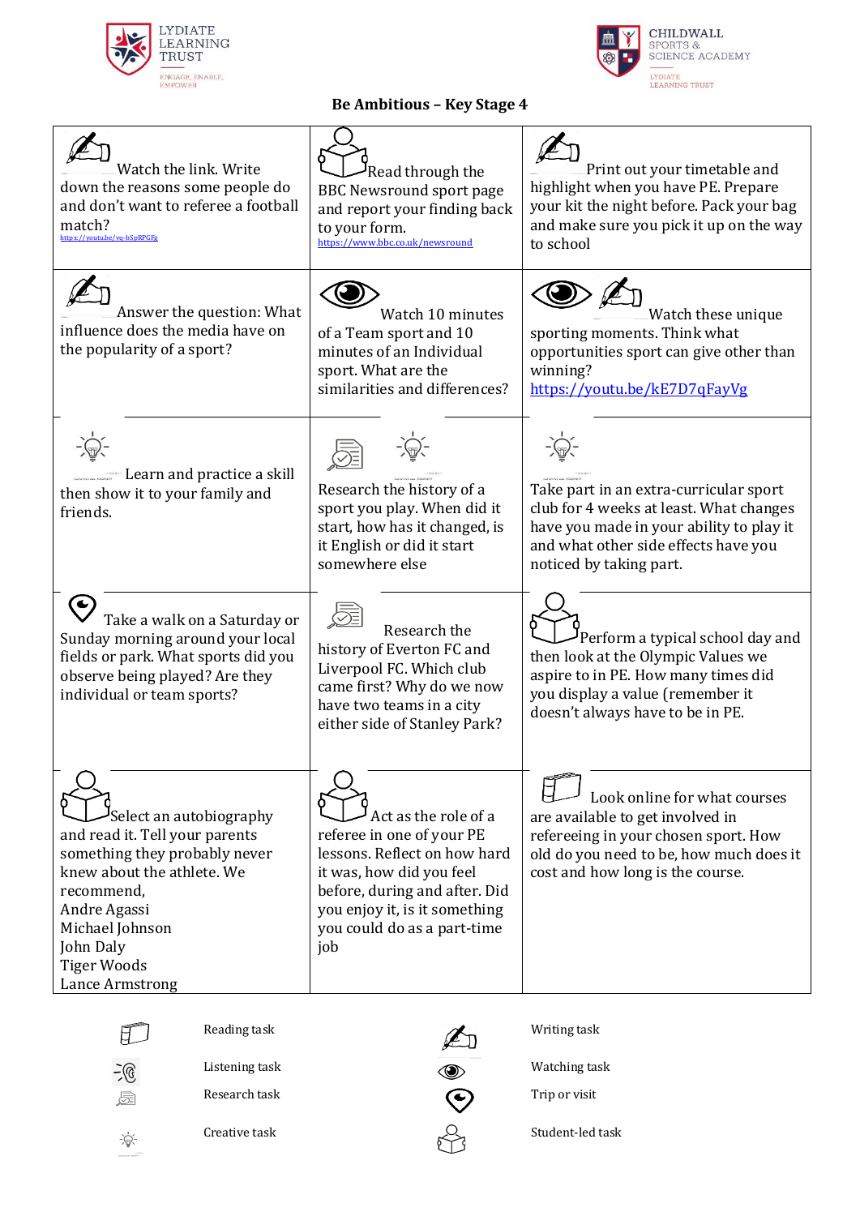LYDIATE LEARNING TRUST

ENGAGE, ENABLE, EMPOWER

CHILDWALL SPORTS & SCIENCE ACADEMY

LYDIATE LEARNING TRUST

**Be Ambitious – Key Stage 4**

| | | |
|---|---|---|
| Watch the link. Write down the reasons some people do and don't want to referee a football match? https://youtu.be/vq-bSpRPGFg | Read through the BBC Newsround sport page and report your finding back to your form. https://www.bbc.co.uk/newsround | Print out your timetable and highlight when you have PE. Prepare your kit the night before. Pack your bag and make sure you pick it up on the way to school |
| Answer the question: What influence does the media have on the popularity of a sport? | Watch 10 minutes of a Team sport and 10 minutes of an Individual sport. What are the similarities and differences? | Watch these unique sporting moments. Think what opportunities sport can give other than winning? https://youtu.be/kE7D7qFayVg |
| Learn and practice a skill then show it to your family and friends. | Research the history of a sport you play. When did it start, how has it changed, is it English or did it start somewhere else | Take part in an extra-curricular sport club for 4 weeks at least. What changes have you made in your ability to play it and what other side effects have you noticed by taking part. |
| Take a walk on a Saturday or Sunday morning around your local fields or park. What sports did you observe being played? Are they individual or team sports? | Research the history of Everton FC and Liverpool FC. Which club came first? Why do we now have two teams in a city either side of Stanley Park? | Perform a typical school day and then look at the Olympic Values we aspire to in PE. How many times did you display a value (remember it doesn't always have to be in PE. |
| Select an autobiography and read it. Tell your parents something they probably never knew about the athlete. We recommend,<br>Andre Agassi<br>Michael Johnson<br>John Daly<br>Tiger Woods<br>Lance Armstrong | Act as the role of a referee in one of your PE lessons. Reflect on how hard it was, how did you feel before, during and after. Did you enjoy it, is it something you could do as a part-time job | Look online for what courses are available to get involved in refereeing in your chosen sport. How old do you need to be, how much does it cost and how long is the course. |

| | |
|---|---|
| Reading task | Writing task |
| Listening task | Watching task |
| Research task | Trip or visit |
| Creative task | Student-led task |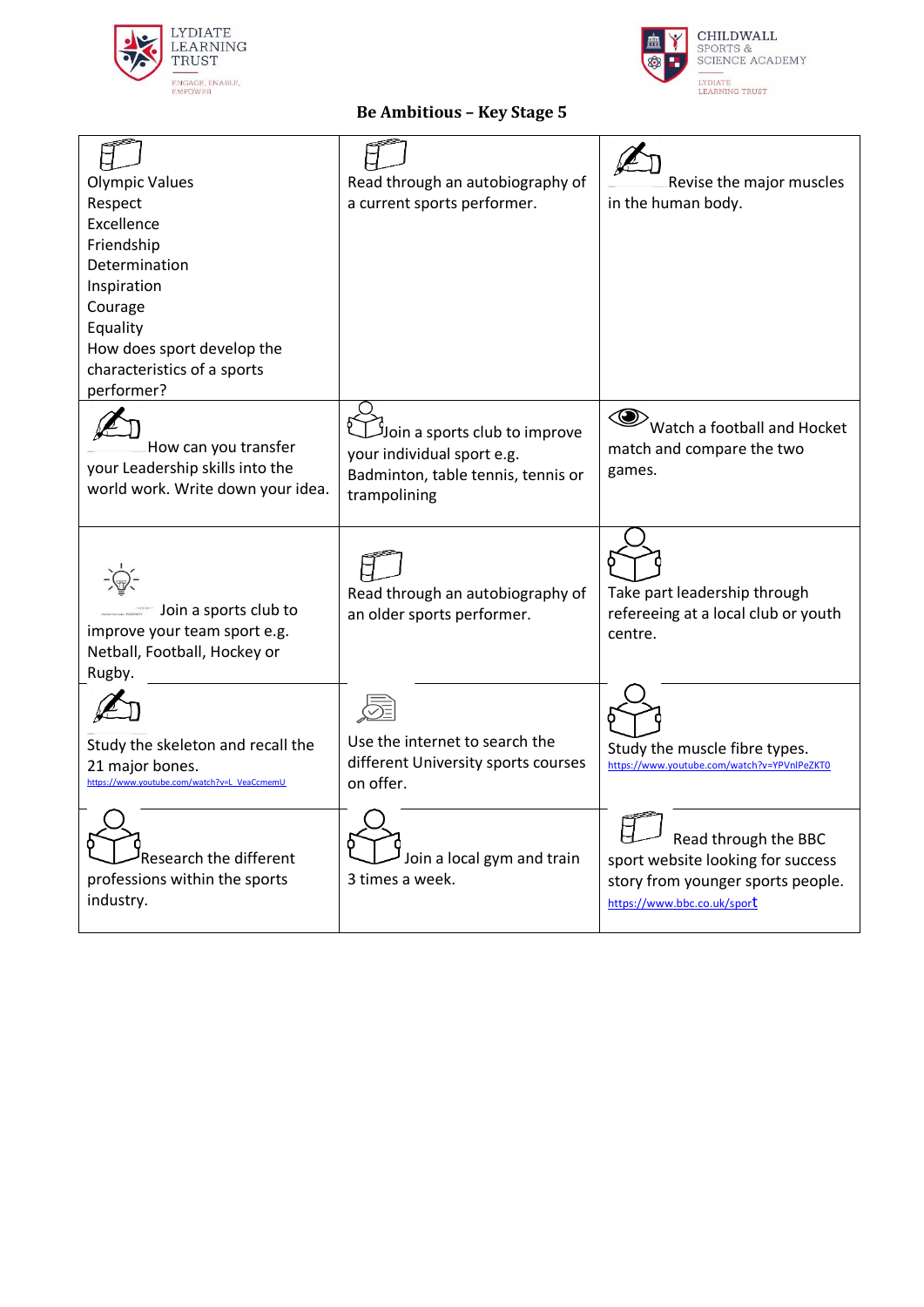# Be Ambitious – Key Stage 5

| | | |
|---|---|---|
| Olympic Values<br>Respect<br>Excellence<br>Friendship<br>Determination<br>Inspiration<br>Courage<br>Equality<br>How does sport develop the characteristics of a sports performer? | Read through an autobiography of a current sports performer. | Revise the major muscles in the human body. |
| How can you transfer your Leadership skills into the world work. Write down your idea. | Join a sports club to improve your individual sport e.g. Badminton, table tennis, tennis or trampolining | Watch a football and Hocket match and compare the two games. |
| Join a sports club to improve your team sport e.g. Netball, Football, Hockey or Rugby. | Read through an autobiography of an older sports performer. | Take part leadership through refereeing at a local club or youth centre. |
| Study the skeleton and recall the 21 major bones.<br>https://www.youtube.com/watch?v=L_VeaCcmemU | Use the internet to search the different University sports courses on offer. | Study the muscle fibre types.<br>https://www.youtube.com/watch?v=YPVnlPeZKT0 |
| Research the different professions within the sports industry. | Join a local gym and train 3 times a week. | Read through the BBC sport website looking for success story from younger sports people.<br>https://www.bbc.co.uk/sport |